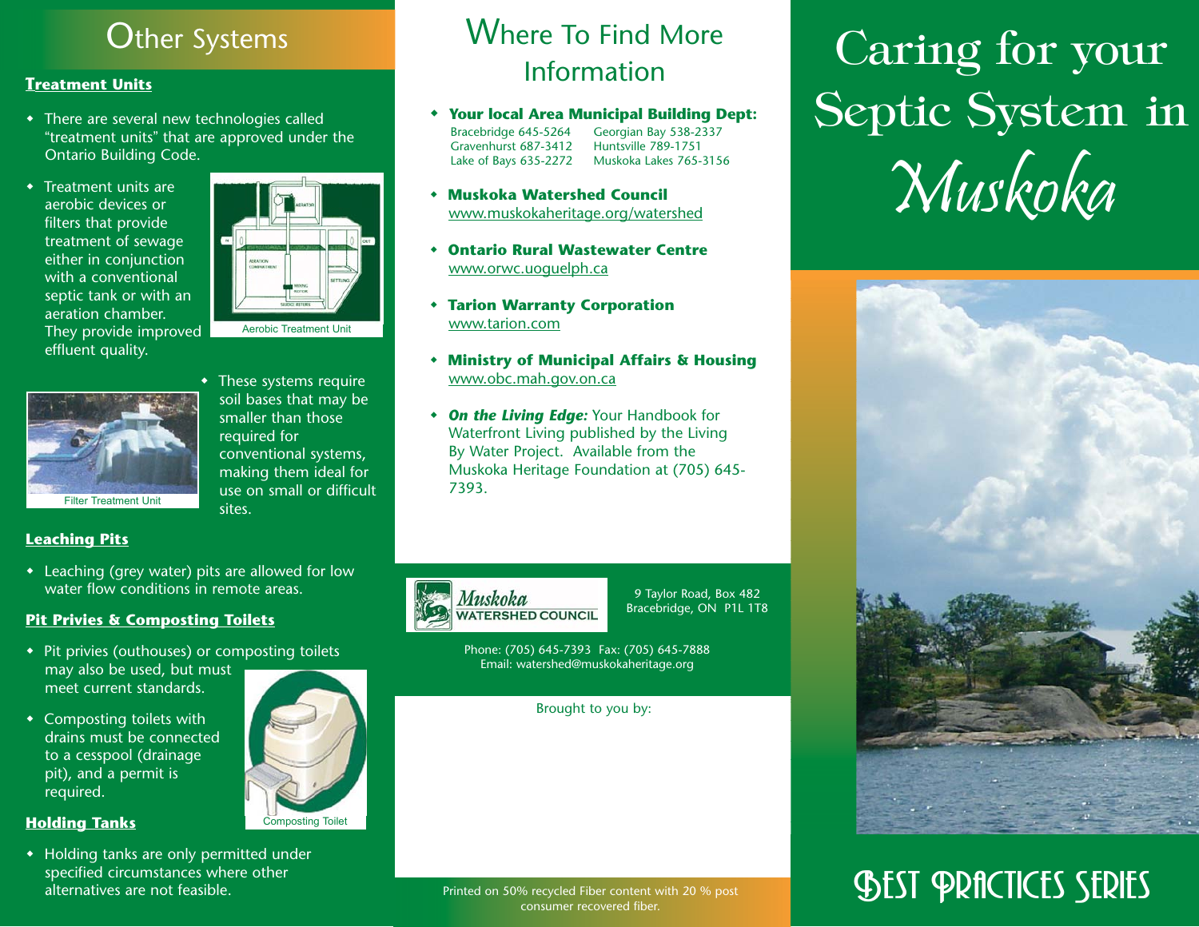## Other Systems

### Treatment Units

- There are several new technologies called "treatment units" that are approved under the Ontario Building Code.
- Treatment units are aerobic devices or filters that provide treatment of sewage either in conjunction with a conventional septic tank or with an aeration chamber. They provide improved effluent quality.

Aerobic Treatment Unit

Filter Treatment Unit

- These systems require soil bases that may be smaller than those required for conventional systems, making them ideal for use on small or difficult sites.

### Leaching Pits

- Leaching (grey water) pits are allowed for low water flow conditions in remote areas.

### Pit Privies & Composting Toilets

- Pit privies (outhouses) or composting toilets may also be used, but must meet current standards.
- Composting toilets with drains must be connected to a cesspool (drainage pit), and a permit is required.

Composting Toilet

### Holding Tanks

- Holding tanks are only permitted under specified circumstances where other alternatives are not feasible.

## Where To Find More Information

- **Your local Area Municipal Building Dept:**
  Bracebridge 645-5264 Georgian Bay 538-2337
  Gravenhurst 687-3412 Huntsville 789-1751
  Lake of Bays 635-2272 Muskoka Lakes 765-3156
- **Muskoka Watershed Council**
  www.muskokaheritage.org/watershed
- **Ontario Rural Wastewater Centre**
  www.orwc.uoguelph.ca
- **Tarion Warranty Corporation**
  www.tarion.com
- **Ministry of Municipal Affairs & Housing**
  www.obc.mah.gov.on.ca
- ***On the Living Edge:*** Your Handbook for Waterfront Living published by the Living By Water Project. Available from the Muskoka Heritage Foundation at (705) 645-7393.

Muskoka WATERSHED COUNCIL

9 Taylor Road, Box 482
Bracebridge, ON P1L 1T8

Phone: (705) 645-7393 Fax: (705) 645-7888
Email: watershed@muskokaheritage.org

Brought to you by:

Printed on 50% recycled Fiber content with 20 % post consumer recovered fiber.

# Caring for your Septic System in Muskoka

## Best Practices Series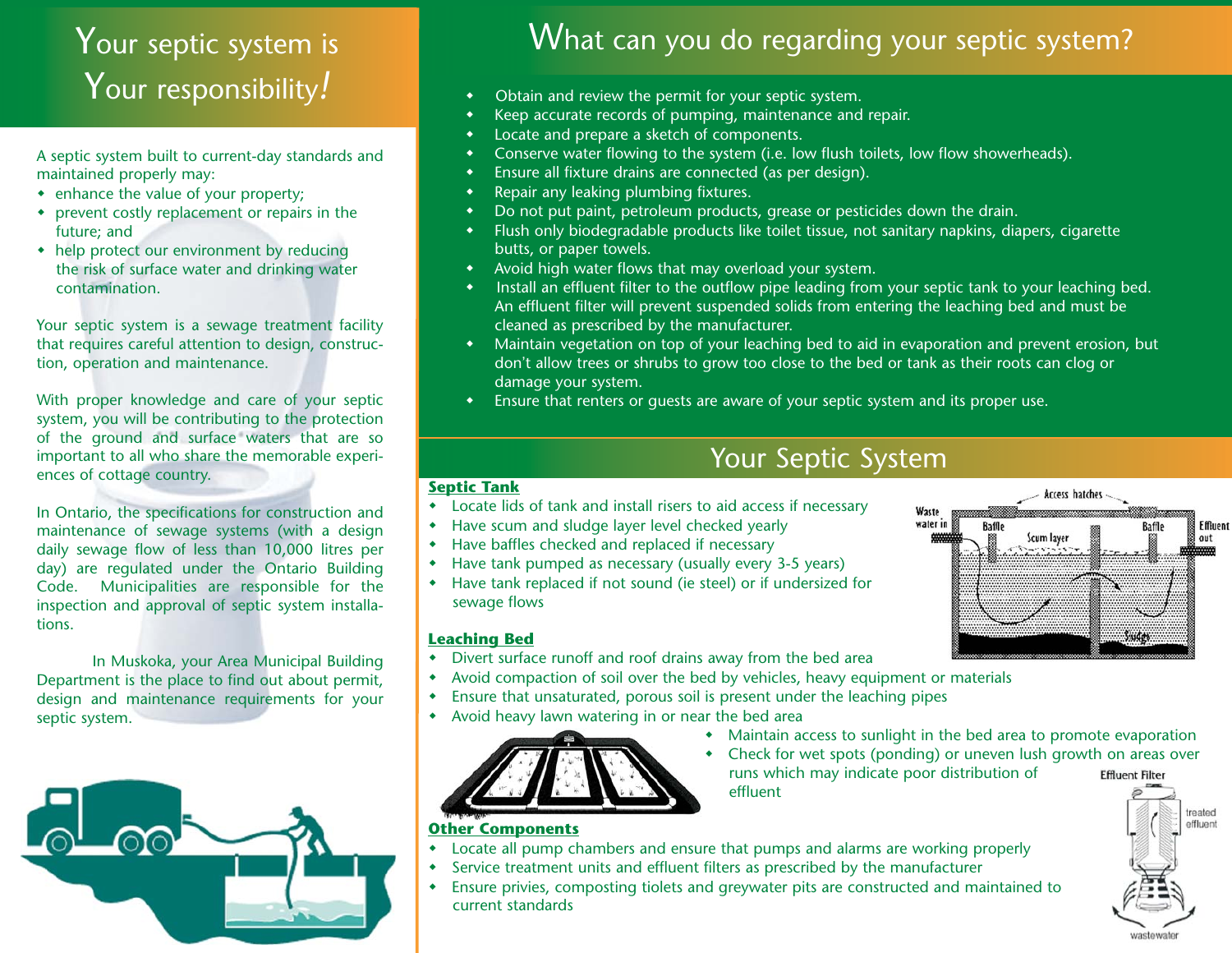# Your septic system is Your responsibility!

A septic system built to current-day standards and maintained properly may:

- enhance the value of your property;
- prevent costly replacement or repairs in the future; and
- help protect our environment by reducing the risk of surface water and drinking water contamination.

Your septic system is a sewage treatment facility that requires careful attention to design, construction, operation and maintenance.

With proper knowledge and care of your septic system, you will be contributing to the protection of the ground and surface waters that are so important to all who share the memorable experiences of cottage country.

In Ontario, the specifications for construction and maintenance of sewage systems (with a design daily sewage flow of less than 10,000 litres per day) are regulated under the Ontario Building Code. Municipalities are responsible for the inspection and approval of septic system installations.

In Muskoka, your Area Municipal Building Department is the place to find out about permit, design and maintenance requirements for your septic system.

# What can you do regarding your septic system?

- Obtain and review the permit for your septic system.
- Keep accurate records of pumping, maintenance and repair.
- Locate and prepare a sketch of components.
- Conserve water flowing to the system (i.e. low flush toilets, low flow showerheads).
- Ensure all fixture drains are connected (as per design).
- Repair any leaking plumbing fixtures.
- Do not put paint, petroleum products, grease or pesticides down the drain.
- Flush only biodegradable products like toilet tissue, not sanitary napkins, diapers, cigarette butts, or paper towels.
- Avoid high water flows that may overload your system.
- Install an effluent filter to the outflow pipe leading from your septic tank to your leaching bed. An effluent filter will prevent suspended solids from entering the leaching bed and must be cleaned as prescribed by the manufacturer.
- Maintain vegetation on top of your leaching bed to aid in evaporation and prevent erosion, but don't allow trees or shrubs to grow too close to the bed or tank as their roots can clog or damage your system.
- Ensure that renters or guests are aware of your septic system and its proper use.

# Your Septic System

**Septic Tank**

- Locate lids of tank and install risers to aid access if necessary
- Have scum and sludge layer level checked yearly
- Have baffles checked and replaced if necessary
- Have tank pumped as necessary (usually every 3-5 years)
- Have tank replaced if not sound (ie steel) or if undersized for sewage flows

Access hatches
Waste water in
Baffle
Scum layer
Baffle
Effluent out
Sludge

**Leaching Bed**

- Divert surface runoff and roof drains away from the bed area
- Avoid compaction of soil over the bed by vehicles, heavy equipment or materials
- Ensure that unsaturated, porous soil is present under the leaching pipes
- Avoid heavy lawn watering in or near the bed area
- Maintain access to sunlight in the bed area to promote evaporation
- Check for wet spots (ponding) or uneven lush growth on areas over runs which may indicate poor distribution of effluent

**Other Components**

- Locate all pump chambers and ensure that pumps and alarms are working properly
- Service treatment units and effluent filters as prescribed by the manufacturer
- Ensure privies, composting tiolets and greywater pits are constructed and maintained to current standards

Effluent Filter
treated effluent
wastewater